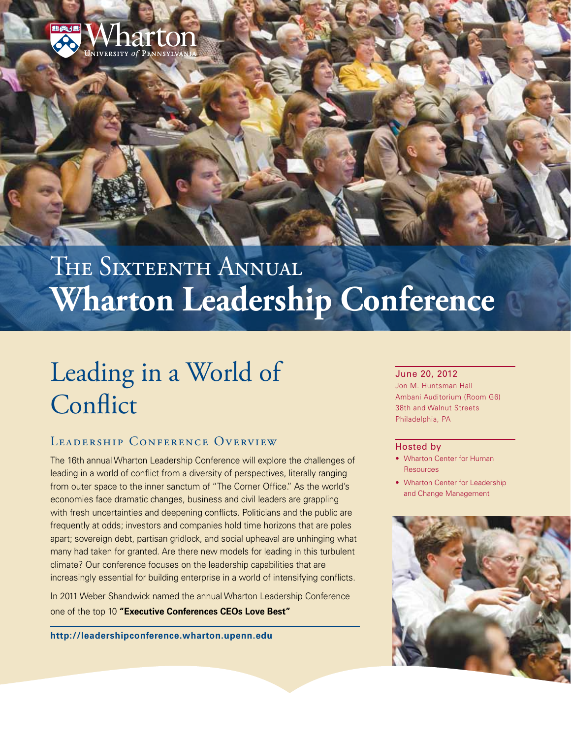Wharton
University *of* Pennsylvania

# The Sixteenth Annual Wharton Leadership Conference

## Leading in a World of Conflict

### Leadership Conference Overview

The 16th annual Wharton Leadership Conference will explore the challenges of leading in a world of conflict from a diversity of perspectives, literally ranging from outer space to the inner sanctum of "The Corner Office." As the world's economies face dramatic changes, business and civil leaders are grappling with fresh uncertainties and deepening conflicts. Politicians and the public are frequently at odds; investors and companies hold time horizons that are poles apart; sovereign debt, partisan gridlock, and social upheaval are unhinging what many had taken for granted. Are there new models for leading in this turbulent climate? Our conference focuses on the leadership capabilities that are increasingly essential for building enterprise in a world of intensifying conflicts.

In 2011 Weber Shandwick named the annual Wharton Leadership Conference one of the top 10 **"Executive Conferences CEOs Love Best"**

**http://leadershipconference.wharton.upenn.edu**

June 20, 2012
Jon M. Huntsman Hall
Ambani Auditorium (Room G6)
38th and Walnut Streets
Philadelphia, PA

Hosted by

- Wharton Center for Human Resources
- Wharton Center for Leadership and Change Management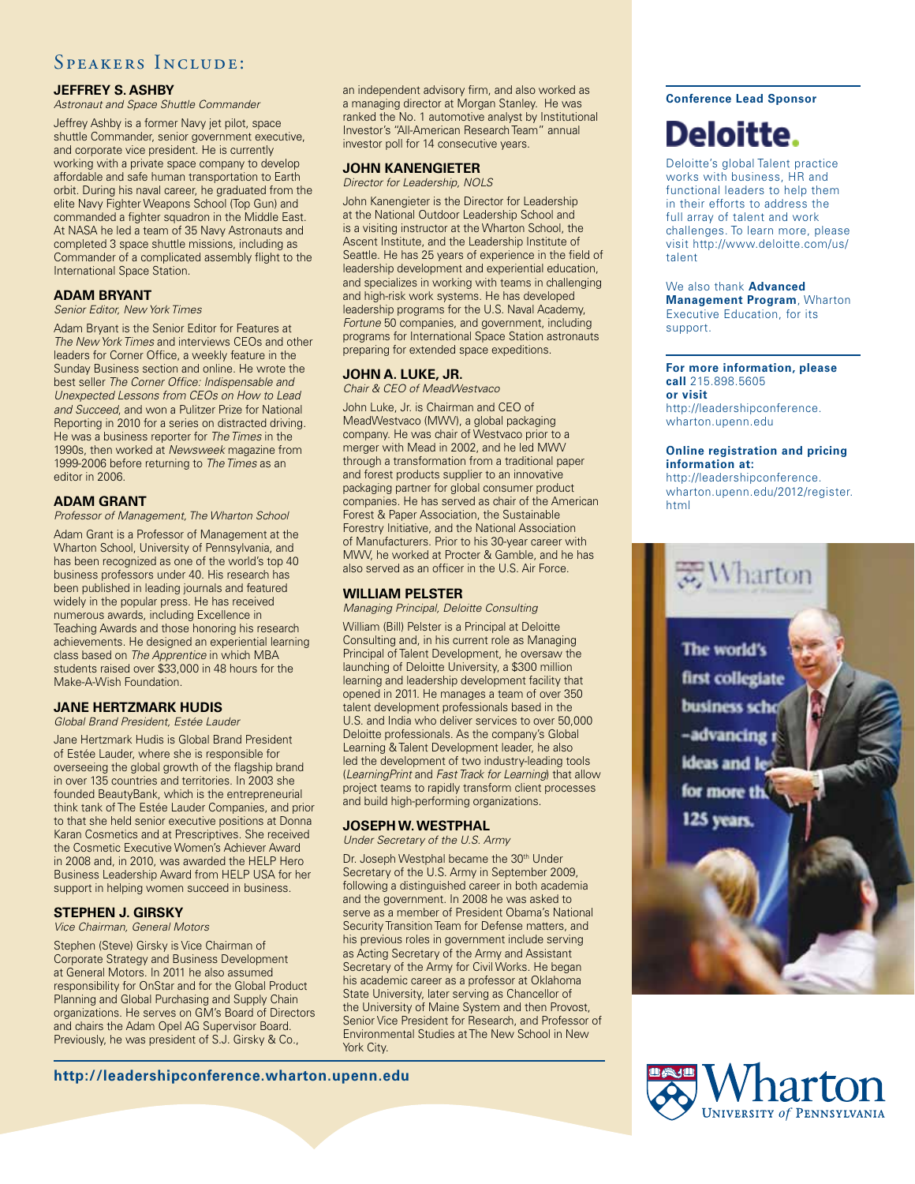## Speakers Include:

### JEFFREY S. ASHBY

*Astronaut and Space Shuttle Commander*

Jeffrey Ashby is a former Navy jet pilot, space shuttle Commander, senior government executive, and corporate vice president. He is currently working with a private space company to develop affordable and safe human transportation to Earth orbit. During his naval career, he graduated from the elite Navy Fighter Weapons School (Top Gun) and commanded a fighter squadron in the Middle East. At NASA he led a team of 35 Navy Astronauts and completed 3 space shuttle missions, including as Commander of a complicated assembly flight to the International Space Station.

### ADAM BRYANT

*Senior Editor, New York Times*

Adam Bryant is the Senior Editor for Features at *The New York Times* and interviews CEOs and other leaders for Corner Office, a weekly feature in the Sunday Business section and online. He wrote the best seller *The Corner Office: Indispensable and Unexpected Lessons from CEOs on How to Lead and Succeed*, and won a Pulitzer Prize for National Reporting in 2010 for a series on distracted driving. He was a business reporter for *The Times* in the 1990s, then worked at *Newsweek* magazine from 1999-2006 before returning to *The Times* as an editor in 2006.

### ADAM GRANT

*Professor of Management, The Wharton School*

Adam Grant is a Professor of Management at the Wharton School, University of Pennsylvania, and has been recognized as one of the world's top 40 business professors under 40. His research has been published in leading journals and featured widely in the popular press. He has received numerous awards, including Excellence in Teaching Awards and those honoring his research achievements. He designed an experiential learning class based on *The Apprentice* in which MBA students raised over $33,000 in 48 hours for the Make-A-Wish Foundation.

### JANE HERTZMARK HUDIS

*Global Brand President, Estée Lauder*

Jane Hertzmark Hudis is Global Brand President of Estée Lauder, where she is responsible for overseeing the global growth of the flagship brand in over 135 countries and territories. In 2003 she founded BeautyBank, which is the entrepreneurial think tank of The Estée Lauder Companies, and prior to that she held senior executive positions at Donna Karan Cosmetics and at Prescriptives. She received the Cosmetic Executive Women's Achiever Award in 2008 and, in 2010, was awarded the HELP Hero Business Leadership Award from HELP USA for her support in helping women succeed in business.

### STEPHEN J. GIRSKY

*Vice Chairman, General Motors*

Stephen (Steve) Girsky is Vice Chairman of Corporate Strategy and Business Development at General Motors. In 2011 he also assumed responsibility for OnStar and for the Global Product Planning and Global Purchasing and Supply Chain organizations. He serves on GM's Board of Directors and chairs the Adam Opel AG Supervisor Board. Previously, he was president of S.J. Girsky & Co., an independent advisory firm, and also worked as a managing director at Morgan Stanley. He was ranked the No. 1 automotive analyst by Institutional Investor's "All-American Research Team" annual investor poll for 14 consecutive years.

### JOHN KANENGIETER

*Director for Leadership, NOLS*

John Kanengieter is the Director for Leadership at the National Outdoor Leadership School and is a visiting instructor at the Wharton School, the Ascent Institute, and the Leadership Institute of Seattle. He has 25 years of experience in the field of leadership development and experiential education, and specializes in working with teams in challenging and high-risk work systems. He has developed leadership programs for the U.S. Naval Academy, *Fortune* 50 companies, and government, including programs for International Space Station astronauts preparing for extended space expeditions.

### JOHN A. LUKE, JR.

*Chair & CEO of MeadWestvaco*

John Luke, Jr. is Chairman and CEO of MeadWestvaco (MWV), a global packaging company. He was chair of Westvaco prior to a merger with Mead in 2002, and he led MWV through a transformation from a traditional paper and forest products supplier to an innovative packaging partner for global consumer product companies. He has served as chair of the American Forest & Paper Association, the Sustainable Forestry Initiative, and the National Association of Manufacturers. Prior to his 30-year career with MWV, he worked at Procter & Gamble, and he has also served as an officer in the U.S. Air Force.

### WILLIAM PELSTER

*Managing Principal, Deloitte Consulting*

William (Bill) Pelster is a Principal at Deloitte Consulting and, in his current role as Managing Principal of Talent Development, he oversaw the launching of Deloitte University, a $300 million learning and leadership development facility that opened in 2011. He manages a team of over 350 talent development professionals based in the U.S. and India who deliver services to over 50,000 Deloitte professionals. As the company's Global Learning & Talent Development leader, he also led the development of two industry-leading tools (*LearningPrint* and *Fast Track for Learning*) that allow project teams to rapidly transform client processes and build high-performing organizations.

### JOSEPH W. WESTPHAL

*Under Secretary of the U.S. Army*

Dr. Joseph Westphal became the 30th Under Secretary of the U.S. Army in September 2009, following a distinguished career in both academia and the government. In 2008 he was asked to serve as a member of President Obama's National Security Transition Team for Defense matters, and his previous roles in government include serving as Acting Secretary of the Army and Assistant Secretary of the Army for Civil Works. He began his academic career as a professor at Oklahoma State University, later serving as Chancellor of the University of Maine System and then Provost, Senior Vice President for Research, and Professor of Environmental Studies at The New School in New York City.

**http://leadershipconference.wharton.upenn.edu**

---

**Conference Lead Sponsor**

**Deloitte.**

Deloitte's global Talent practice works with business, HR and functional leaders to help them in their efforts to address the full array of talent and work challenges. To learn more, please visit http://www.deloitte.com/us/talent

We also thank **Advanced Management Program**, Wharton Executive Education, for its support.

**For more information, please call** 215.898.5605
**or visit**
http://leadershipconference.wharton.upenn.edu

**Online registration and pricing information at:**
http://leadershipconference.wharton.upenn.edu/2012/register.html

Wharton
UNIVERSITY *of* PENNSYLVANIA